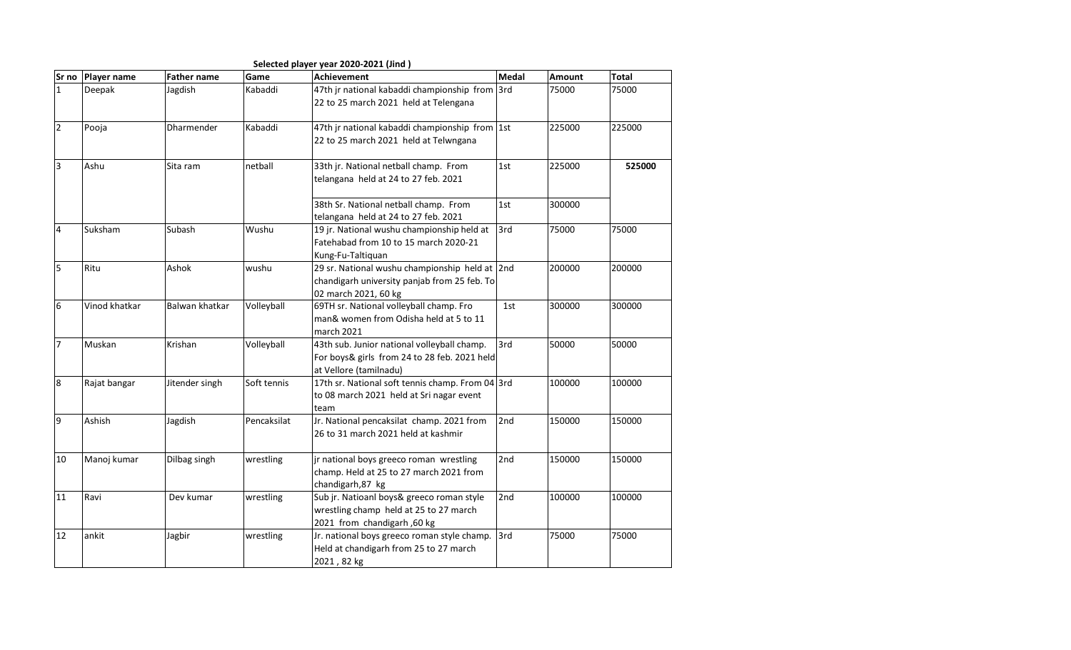**Selected player year 2020-2021 (Jind )**

| Sr no | Player name | Father name | Game | Achievement | Medal | Amount | Total |
|---|---|---|---|---|---|---|---|
| 1 | Deepak | Jagdish | Kabaddi | 47th jr national kabaddi championship from 22 to 25 march 2021 held at Telengana | 3rd | 75000 | 75000 |
| 2 | Pooja | Dharmender | Kabaddi | 47th jr national kabaddi championship from 22 to 25 march 2021 held at Telwngana | 1st | 225000 | 225000 |
| 3 | Ashu | Sita ram | netball | 33th jr. National netball champ. From telangana held at 24 to 27 feb. 2021 | 1st | 225000 | **525000** |
| | | | | 38th Sr. National netball champ. From telangana held at 24 to 27 feb. 2021 | 1st | 300000 | |
| 4 | Suksham | Subash | Wushu | 19 jr. National wushu championship held at Fatehabad from 10 to 15 march 2020-21 Kung-Fu-Taltiquan | 3rd | 75000 | 75000 |
| 5 | Ritu | Ashok | wushu | 29 sr. National wushu championship held at chandigarh university panjab from 25 feb. To 02 march 2021, 60 kg | 2nd | 200000 | 200000 |
| 6 | Vinod khatkar | Balwan khatkar | Volleyball | 69TH sr. National volleyball champ. Fro man& women from Odisha held at 5 to 11 march 2021 | 1st | 300000 | 300000 |
| 7 | Muskan | Krishan | Volleyball | 43th sub. Junior national volleyball champ. For boys& girls from 24 to 28 feb. 2021 held at Vellore (tamilnadu) | 3rd | 50000 | 50000 |
| 8 | Rajat bangar | Jitender singh | Soft tennis | 17th sr. National soft tennis champ. From 04 to 08 march 2021 held at Sri nagar event team | 3rd | 100000 | 100000 |
| 9 | Ashish | Jagdish | Pencaksilat | Jr. National pencaksilat champ. 2021 from 26 to 31 march 2021 held at kashmir | 2nd | 150000 | 150000 |
| 10 | Manoj kumar | Dilbag singh | wrestling | jr national boys greeco roman wrestling champ. Held at 25 to 27 march 2021 from chandigarh,87 kg | 2nd | 150000 | 150000 |
| 11 | Ravi | Dev kumar | wrestling | Sub jr. Natioanl boys& greeco roman style wrestling champ held at 25 to 27 march 2021 from chandigarh ,60 kg | 2nd | 100000 | 100000 |
| 12 | ankit | Jagbir | wrestling | Jr. national boys greeco roman style champ. Held at chandigarh from 25 to 27 march 2021 , 82 kg | 3rd | 75000 | 75000 |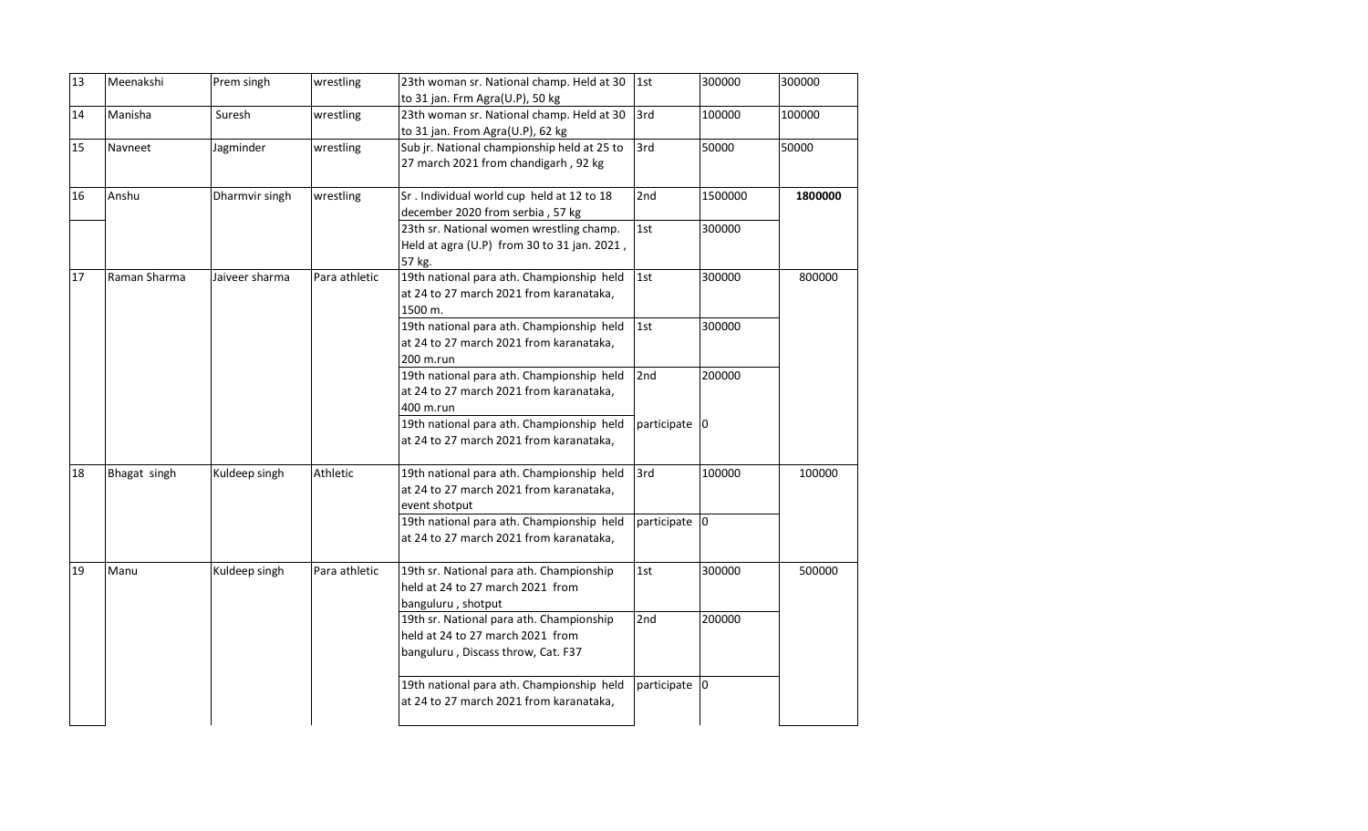| 13 | Meenakshi | Prem singh | wrestling | 23th woman sr. National champ. Held at 30 to 31 jan. Frm Agra(U.P), 50 kg | 1st | 300000 | 300000 |
|---|---|---|---|---|---|---|---|
| 14 | Manisha | Suresh | wrestling | 23th woman sr. National champ. Held at 30 to 31 jan. From Agra(U.P), 62 kg | 3rd | 100000 | 100000 |
| 15 | Navneet | Jagminder | wrestling | Sub jr. National championship held at 25 to 27 march 2021 from chandigarh , 92 kg | 3rd | 50000 | 50000 |
| 16 | Anshu | Dharmvir singh | wrestling | Sr . Individual world cup held at 12 to 18 december 2020 from serbia , 57 kg | 2nd | 1500000 | **1800000** |
| | | | | 23th sr. National women wrestling champ. Held at agra (U.P) from 30 to 31 jan. 2021 , 57 kg. | 1st | 300000 | |
| 17 | Raman Sharma | Jaiveer sharma | Para athletic | 19th national para ath. Championship held at 24 to 27 march 2021 from karanataka, 1500 m. | 1st | 300000 | 800000 |
| | | | | 19th national para ath. Championship held at 24 to 27 march 2021 from karanataka, 200 m.run | 1st | 300000 | |
| | | | | 19th national para ath. Championship held at 24 to 27 march 2021 from karanataka, 400 m.run | 2nd | 200000 | |
| | | | | 19th national para ath. Championship held at 24 to 27 march 2021 from karanataka, | participate | 0 | |
| 18 | Bhagat singh | Kuldeep singh | Athletic | 19th national para ath. Championship held at 24 to 27 march 2021 from karanataka, event shotput | 3rd | 100000 | 100000 |
| | | | | 19th national para ath. Championship held at 24 to 27 march 2021 from karanataka, | participate | 0 | |
| 19 | Manu | Kuldeep singh | Para athletic | 19th sr. National para ath. Championship held at 24 to 27 march 2021 from banguluru , shotput | 1st | 300000 | 500000 |
| | | | | 19th sr. National para ath. Championship held at 24 to 27 march 2021 from banguluru , Discass throw, Cat. F37 | 2nd | 200000 | |
| | | | | 19th national para ath. Championship held at 24 to 27 march 2021 from karanataka, | participate | 0 | |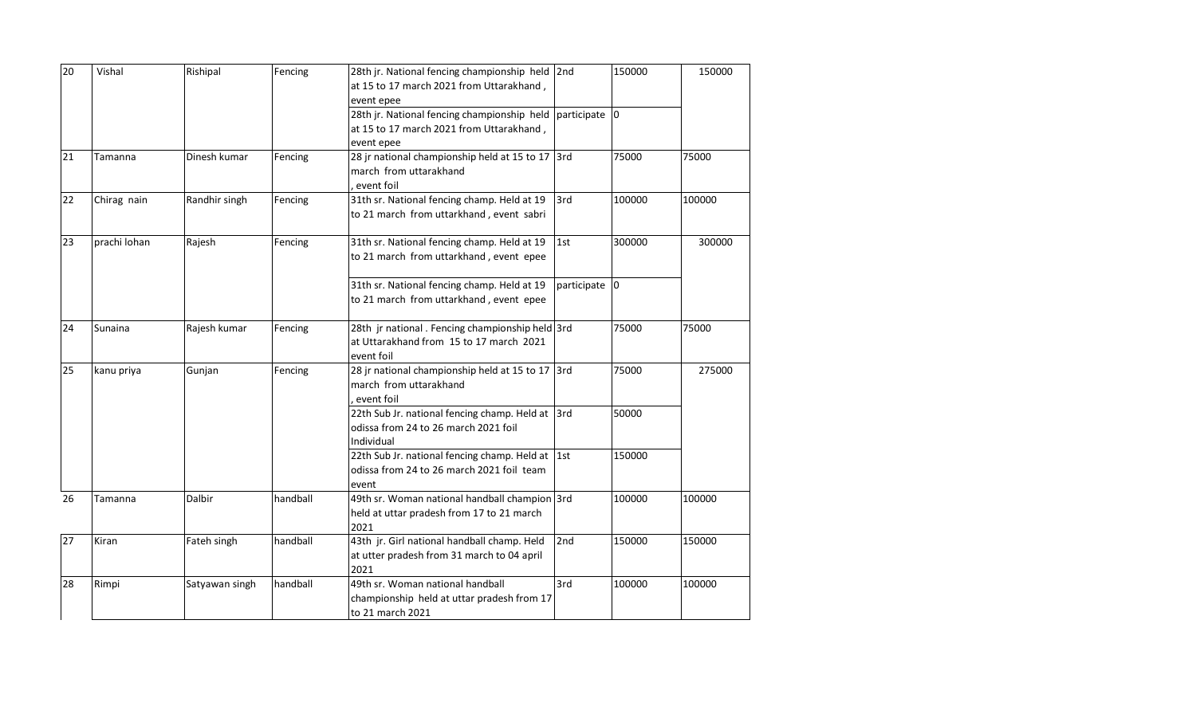| 20 | Vishal | Rishipal | Fencing | 28th jr. National fencing championship held at 15 to 17 march 2021 from Uttarakhand , event epee | 2nd | 150000 | 150000 |
|---|---|---|---|---|---|---|---|
| | | | | 28th jr. National fencing championship held at 15 to 17 march 2021 from Uttarakhand , event epee | participate | 0 | |
| 21 | Tamanna | Dinesh kumar | Fencing | 28 jr national championship held at 15 to 17 march from uttarakhand , event foil | 3rd | 75000 | 75000 |
| 22 | Chirag nain | Randhir singh | Fencing | 31th sr. National fencing champ. Held at 19 to 21 march from uttarkhand , event sabri | 3rd | 100000 | 100000 |
| 23 | prachi lohan | Rajesh | Fencing | 31th sr. National fencing champ. Held at 19 to 21 march from uttarkhand , event epee | 1st | 300000 | 300000 |
| | | | | 31th sr. National fencing champ. Held at 19 to 21 march from uttarkhand , event epee | participate | 0 | |
| 24 | Sunaina | Rajesh kumar | Fencing | 28th jr national . Fencing championship held at Uttarakhand from 15 to 17 march 2021 event foil | 3rd | 75000 | 75000 |
| 25 | kanu priya | Gunjan | Fencing | 28 jr national championship held at 15 to 17 march from uttarakhand , event foil | 3rd | 75000 | 275000 |
| | | | | 22th Sub Jr. national fencing champ. Held at odissa from 24 to 26 march 2021 foil Individual | 3rd | 50000 | |
| | | | | 22th Sub Jr. national fencing champ. Held at odissa from 24 to 26 march 2021 foil team event | 1st | 150000 | |
| 26 | Tamanna | Dalbir | handball | 49th sr. Woman national handball champion held at uttar pradesh from 17 to 21 march 2021 | 3rd | 100000 | 100000 |
| 27 | Kiran | Fateh singh | handball | 43th jr. Girl national handball champ. Held at utter pradesh from 31 march to 04 april 2021 | 2nd | 150000 | 150000 |
| 28 | Rimpi | Satyawan singh | handball | 49th sr. Woman national handball championship held at uttar pradesh from 17 to 21 march 2021 | 3rd | 100000 | 100000 |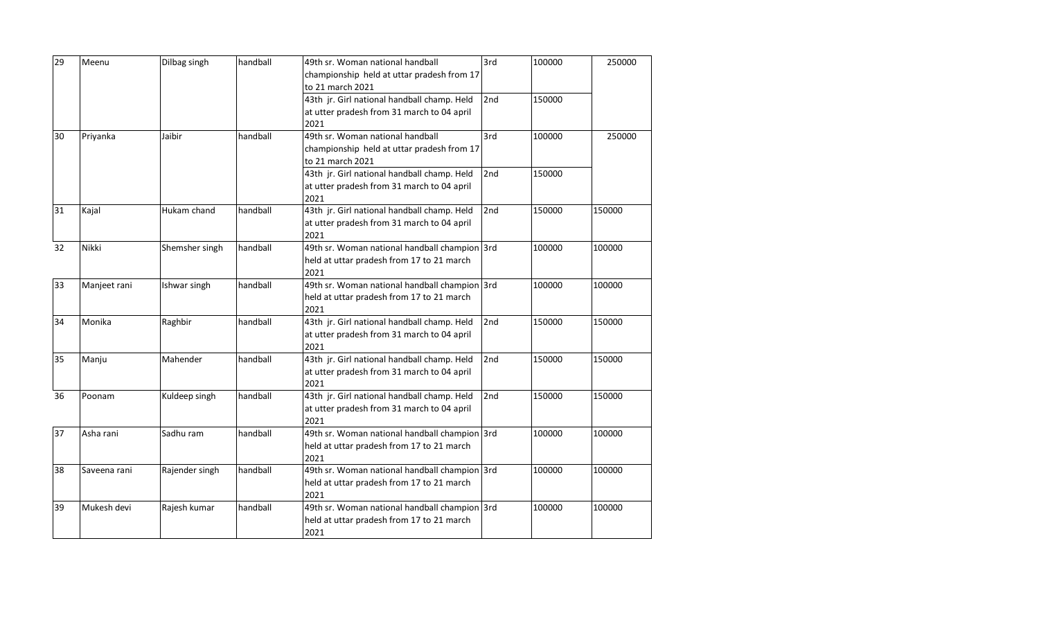| 29 | Meenu | Dilbag singh | handball | 49th sr. Woman national handball championship held at uttar pradesh from 17 to 21 march 2021 | 3rd | 100000 | 250000 |
|---|---|---|---|---|---|---|---|
| | | | | 43th jr. Girl national handball champ. Held at utter pradesh from 31 march to 04 april 2021 | 2nd | 150000 | |
| 30 | Priyanka | Jaibir | handball | 49th sr. Woman national handball championship held at uttar pradesh from 17 to 21 march 2021 | 3rd | 100000 | 250000 |
| | | | | 43th jr. Girl national handball champ. Held at utter pradesh from 31 march to 04 april 2021 | 2nd | 150000 | |
| 31 | Kajal | Hukam chand | handball | 43th jr. Girl national handball champ. Held at utter pradesh from 31 march to 04 april 2021 | 2nd | 150000 | 150000 |
| 32 | Nikki | Shemsher singh | handball | 49th sr. Woman national handball champion held at uttar pradesh from 17 to 21 march 2021 | 3rd | 100000 | 100000 |
| 33 | Manjeet rani | Ishwar singh | handball | 49th sr. Woman national handball champion held at uttar pradesh from 17 to 21 march 2021 | 3rd | 100000 | 100000 |
| 34 | Monika | Raghbir | handball | 43th jr. Girl national handball champ. Held at utter pradesh from 31 march to 04 april 2021 | 2nd | 150000 | 150000 |
| 35 | Manju | Mahender | handball | 43th jr. Girl national handball champ. Held at utter pradesh from 31 march to 04 april 2021 | 2nd | 150000 | 150000 |
| 36 | Poonam | Kuldeep singh | handball | 43th jr. Girl national handball champ. Held at utter pradesh from 31 march to 04 april 2021 | 2nd | 150000 | 150000 |
| 37 | Asha rani | Sadhu ram | handball | 49th sr. Woman national handball champion held at uttar pradesh from 17 to 21 march 2021 | 3rd | 100000 | 100000 |
| 38 | Saveena rani | Rajender singh | handball | 49th sr. Woman national handball champion held at uttar pradesh from 17 to 21 march 2021 | 3rd | 100000 | 100000 |
| 39 | Mukesh devi | Rajesh kumar | handball | 49th sr. Woman national handball champion held at uttar pradesh from 17 to 21 march 2021 | 3rd | 100000 | 100000 |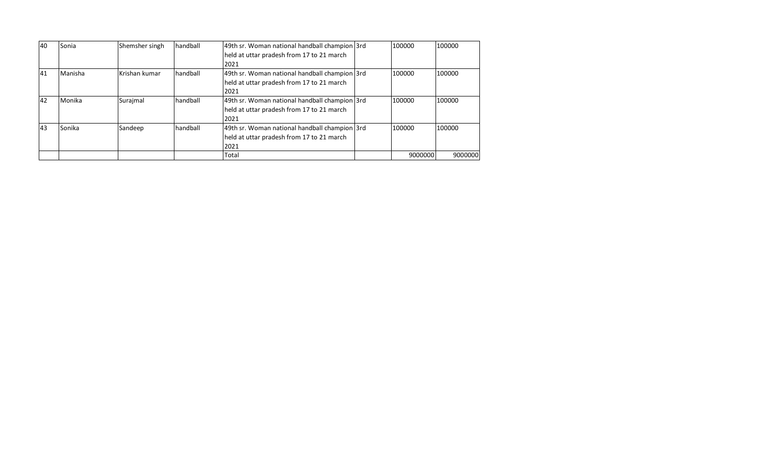| | | | | | | | |
|---|---|---|---|---|---|---|---|
| 40 | Sonia | Shemsher singh | handball | 49th sr. Woman national handball champion held at uttar pradesh from 17 to 21 march 2021 | 3rd | 100000 | 100000 |
| 41 | Manisha | Krishan kumar | handball | 49th sr. Woman national handball champion held at uttar pradesh from 17 to 21 march 2021 | 3rd | 100000 | 100000 |
| 42 | Monika | Surajmal | handball | 49th sr. Woman national handball champion held at uttar pradesh from 17 to 21 march 2021 | 3rd | 100000 | 100000 |
| 43 | Sonika | Sandeep | handball | 49th sr. Woman national handball champion held at uttar pradesh from 17 to 21 march 2021 | 3rd | 100000 | 100000 |
| | | | | Total | | 9000000 | 9000000 |